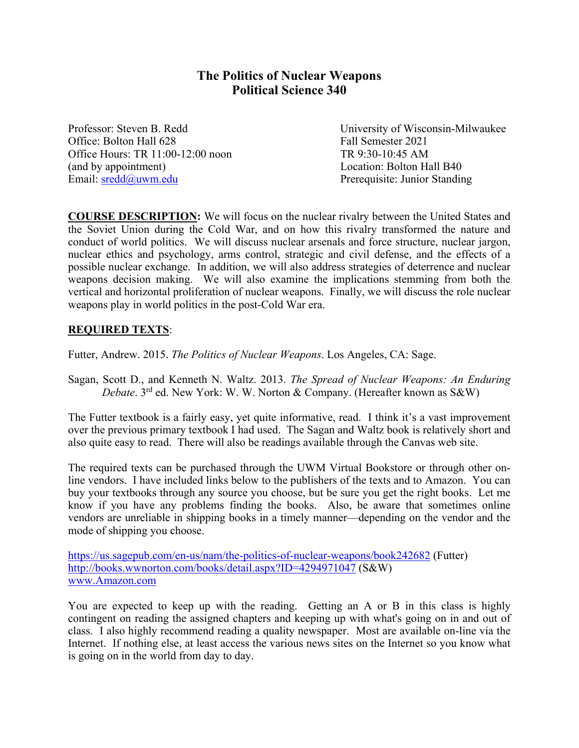# The Politics of Nuclear Weapons
# Political Science 340

Professor: Steven B. Redd
Office: Bolton Hall 628
Office Hours: TR 11:00-12:00 noon
(and by appointment)
Email: [sredd@uwm.edu](mailto:sredd@uwm.edu)

University of Wisconsin-Milwaukee
Fall Semester 2021
TR 9:30-10:45 AM
Location: Bolton Hall B40
Prerequisite: Junior Standing

**COURSE DESCRIPTION:** We will focus on the nuclear rivalry between the United States and the Soviet Union during the Cold War, and on how this rivalry transformed the nature and conduct of world politics. We will discuss nuclear arsenals and force structure, nuclear jargon, nuclear ethics and psychology, arms control, strategic and civil defense, and the effects of a possible nuclear exchange. In addition, we will also address strategies of deterrence and nuclear weapons decision making. We will also examine the implications stemming from both the vertical and horizontal proliferation of nuclear weapons. Finally, we will discuss the role nuclear weapons play in world politics in the post-Cold War era.

**REQUIRED TEXTS**:

Futter, Andrew. 2015. *The Politics of Nuclear Weapons*. Los Angeles, CA: Sage.

Sagan, Scott D., and Kenneth N. Waltz. 2013. *The Spread of Nuclear Weapons: An Enduring Debate*. 3rd ed. New York: W. W. Norton & Company. (Hereafter known as S&W)

The Futter textbook is a fairly easy, yet quite informative, read. I think it's a vast improvement over the previous primary textbook I had used. The Sagan and Waltz book is relatively short and also quite easy to read. There will also be readings available through the Canvas web site.

The required texts can be purchased through the UWM Virtual Bookstore or through other on-line vendors. I have included links below to the publishers of the texts and to Amazon. You can buy your textbooks through any source you choose, but be sure you get the right books. Let me know if you have any problems finding the books. Also, be aware that sometimes online vendors are unreliable in shipping books in a timely manner—depending on the vendor and the mode of shipping you choose.

https://us.sagepub.com/en-us/nam/the-politics-of-nuclear-weapons/book242682 (Futter)
http://books.wwnorton.com/books/detail.aspx?ID=4294971047 (S&W)
www.Amazon.com

You are expected to keep up with the reading. Getting an A or B in this class is highly contingent on reading the assigned chapters and keeping up with what's going on in and out of class. I also highly recommend reading a quality newspaper. Most are available on-line via the Internet. If nothing else, at least access the various news sites on the Internet so you know what is going on in the world from day to day.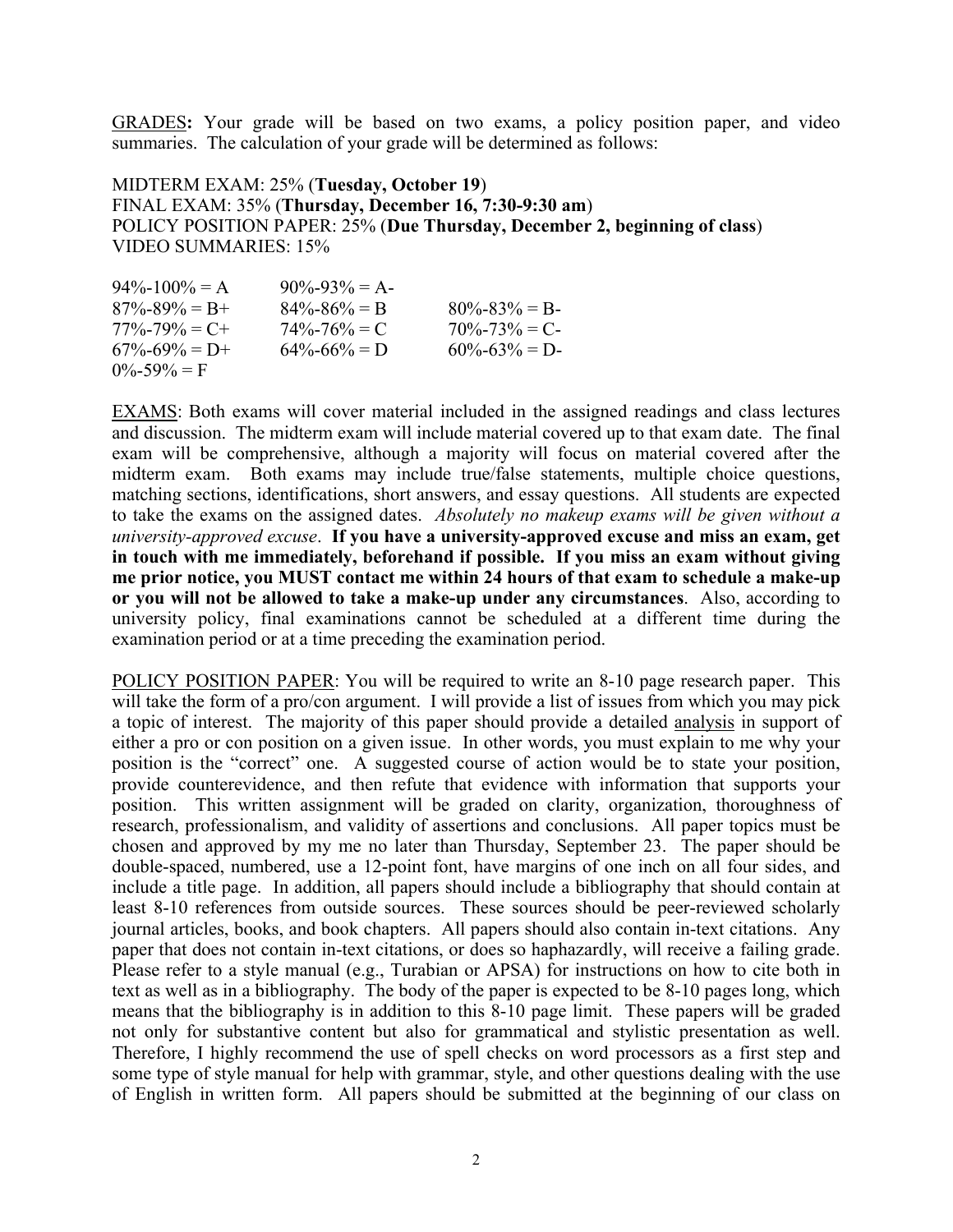GRADES**:** Your grade will be based on two exams, a policy position paper, and video summaries. The calculation of your grade will be determined as follows:

MIDTERM EXAM: 25% (**Tuesday, October 19**)
FINAL EXAM: 35% (**Thursday, December 16, 7:30-9:30 am**)
POLICY POSITION PAPER: 25% (**Due Thursday, December 2, beginning of class**)
VIDEO SUMMARIES: 15%

| | | |
|---|---|---|
| 94%-100% = A | 90%-93% = A- | |
| 87%-89% = B+ | 84%-86% = B | 80%-83% = B- |
| 77%-79% = C+ | 74%-76% = C | 70%-73% = C- |
| 67%-69% = D+ | 64%-66% = D | 60%-63% = D- |
| 0%-59% = F | | |

EXAMS: Both exams will cover material included in the assigned readings and class lectures and discussion. The midterm exam will include material covered up to that exam date. The final exam will be comprehensive, although a majority will focus on material covered after the midterm exam. Both exams may include true/false statements, multiple choice questions, matching sections, identifications, short answers, and essay questions. All students are expected to take the exams on the assigned dates. *Absolutely no makeup exams will be given without a university-approved excuse*. **If you have a university-approved excuse and miss an exam, get in touch with me immediately, beforehand if possible. If you miss an exam without giving me prior notice, you MUST contact me within 24 hours of that exam to schedule a make-up or you will not be allowed to take a make-up under any circumstances**. Also, according to university policy, final examinations cannot be scheduled at a different time during the examination period or at a time preceding the examination period.

POLICY POSITION PAPER: You will be required to write an 8-10 page research paper. This will take the form of a pro/con argument. I will provide a list of issues from which you may pick a topic of interest. The majority of this paper should provide a detailed analysis in support of either a pro or con position on a given issue. In other words, you must explain to me why your position is the "correct" one. A suggested course of action would be to state your position, provide counterevidence, and then refute that evidence with information that supports your position. This written assignment will be graded on clarity, organization, thoroughness of research, professionalism, and validity of assertions and conclusions. All paper topics must be chosen and approved by my me no later than Thursday, September 23. The paper should be double-spaced, numbered, use a 12-point font, have margins of one inch on all four sides, and include a title page. In addition, all papers should include a bibliography that should contain at least 8-10 references from outside sources. These sources should be peer-reviewed scholarly journal articles, books, and book chapters. All papers should also contain in-text citations. Any paper that does not contain in-text citations, or does so haphazardly, will receive a failing grade. Please refer to a style manual (e.g., Turabian or APSA) for instructions on how to cite both in text as well as in a bibliography. The body of the paper is expected to be 8-10 pages long, which means that the bibliography is in addition to this 8-10 page limit. These papers will be graded not only for substantive content but also for grammatical and stylistic presentation as well. Therefore, I highly recommend the use of spell checks on word processors as a first step and some type of style manual for help with grammar, style, and other questions dealing with the use of English in written form. All papers should be submitted at the beginning of our class on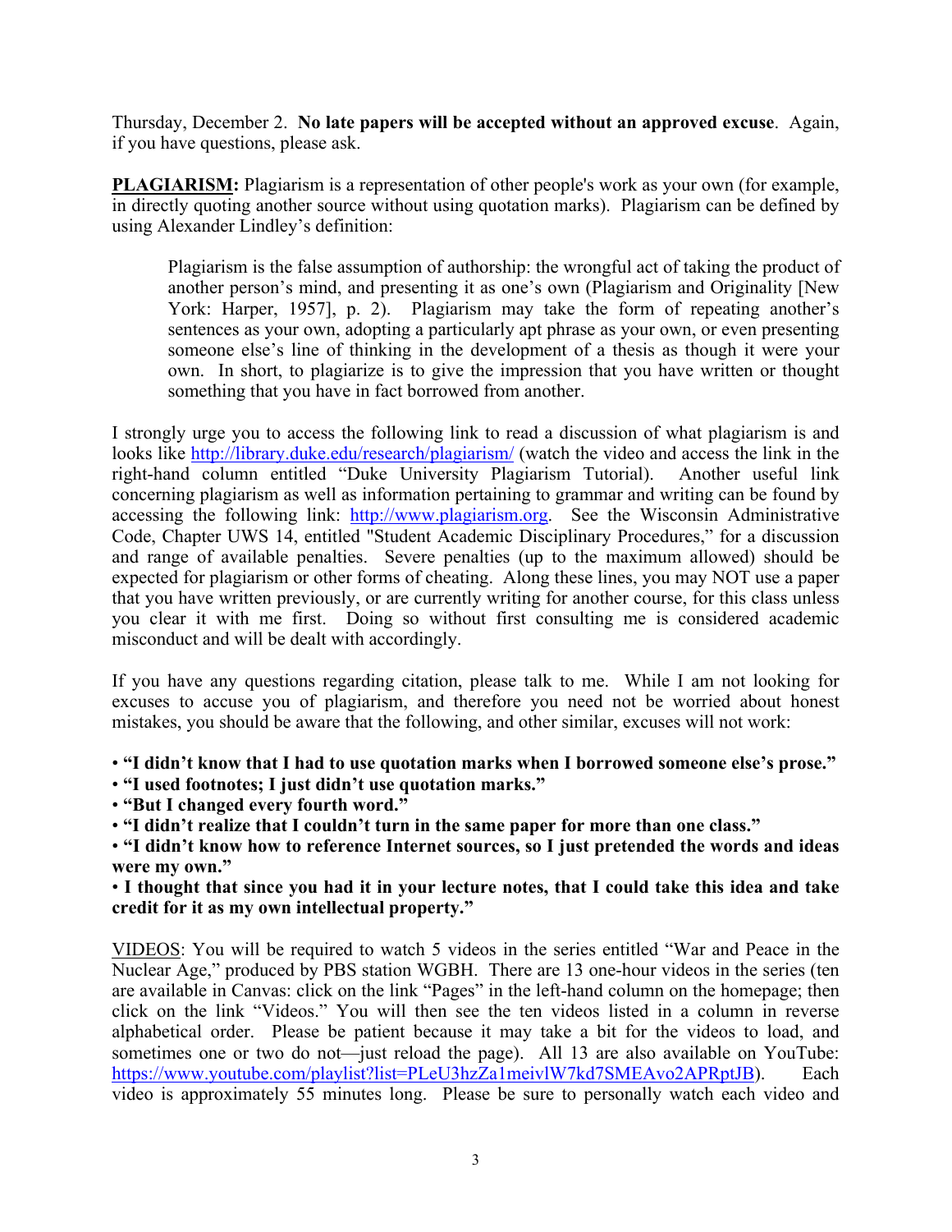Thursday, December 2. **No late papers will be accepted without an approved excuse**. Again, if you have questions, please ask.

**PLAGIARISM:** Plagiarism is a representation of other people's work as your own (for example, in directly quoting another source without using quotation marks). Plagiarism can be defined by using Alexander Lindley's definition:

> Plagiarism is the false assumption of authorship: the wrongful act of taking the product of another person's mind, and presenting it as one's own (Plagiarism and Originality [New York: Harper, 1957], p. 2). Plagiarism may take the form of repeating another's sentences as your own, adopting a particularly apt phrase as your own, or even presenting someone else's line of thinking in the development of a thesis as though it were your own. In short, to plagiarize is to give the impression that you have written or thought something that you have in fact borrowed from another.

I strongly urge you to access the following link to read a discussion of what plagiarism is and looks like http://library.duke.edu/research/plagiarism/ (watch the video and access the link in the right-hand column entitled "Duke University Plagiarism Tutorial). Another useful link concerning plagiarism as well as information pertaining to grammar and writing can be found by accessing the following link: http://www.plagiarism.org. See the Wisconsin Administrative Code, Chapter UWS 14, entitled "Student Academic Disciplinary Procedures," for a discussion and range of available penalties. Severe penalties (up to the maximum allowed) should be expected for plagiarism or other forms of cheating. Along these lines, you may NOT use a paper that you have written previously, or are currently writing for another course, for this class unless you clear it with me first. Doing so without first consulting me is considered academic misconduct and will be dealt with accordingly.

If you have any questions regarding citation, please talk to me. While I am not looking for excuses to accuse you of plagiarism, and therefore you need not be worried about honest mistakes, you should be aware that the following, and other similar, excuses will not work:

- **"I didn't know that I had to use quotation marks when I borrowed someone else's prose."**
- **"I used footnotes; I just didn't use quotation marks."**
- **"But I changed every fourth word."**
- **"I didn't realize that I couldn't turn in the same paper for more than one class."**
- **"I didn't know how to reference Internet sources, so I just pretended the words and ideas were my own."**
- **I thought that since you had it in your lecture notes, that I could take this idea and take credit for it as my own intellectual property."**

VIDEOS: You will be required to watch 5 videos in the series entitled "War and Peace in the Nuclear Age," produced by PBS station WGBH. There are 13 one-hour videos in the series (ten are available in Canvas: click on the link "Pages" in the left-hand column on the homepage; then click on the link "Videos." You will then see the ten videos listed in a column in reverse alphabetical order. Please be patient because it may take a bit for the videos to load, and sometimes one or two do not—just reload the page). All 13 are also available on YouTube: https://www.youtube.com/playlist?list=PLeU3hzZa1meivlW7kd7SMEAvo2APRptJB). Each video is approximately 55 minutes long. Please be sure to personally watch each video and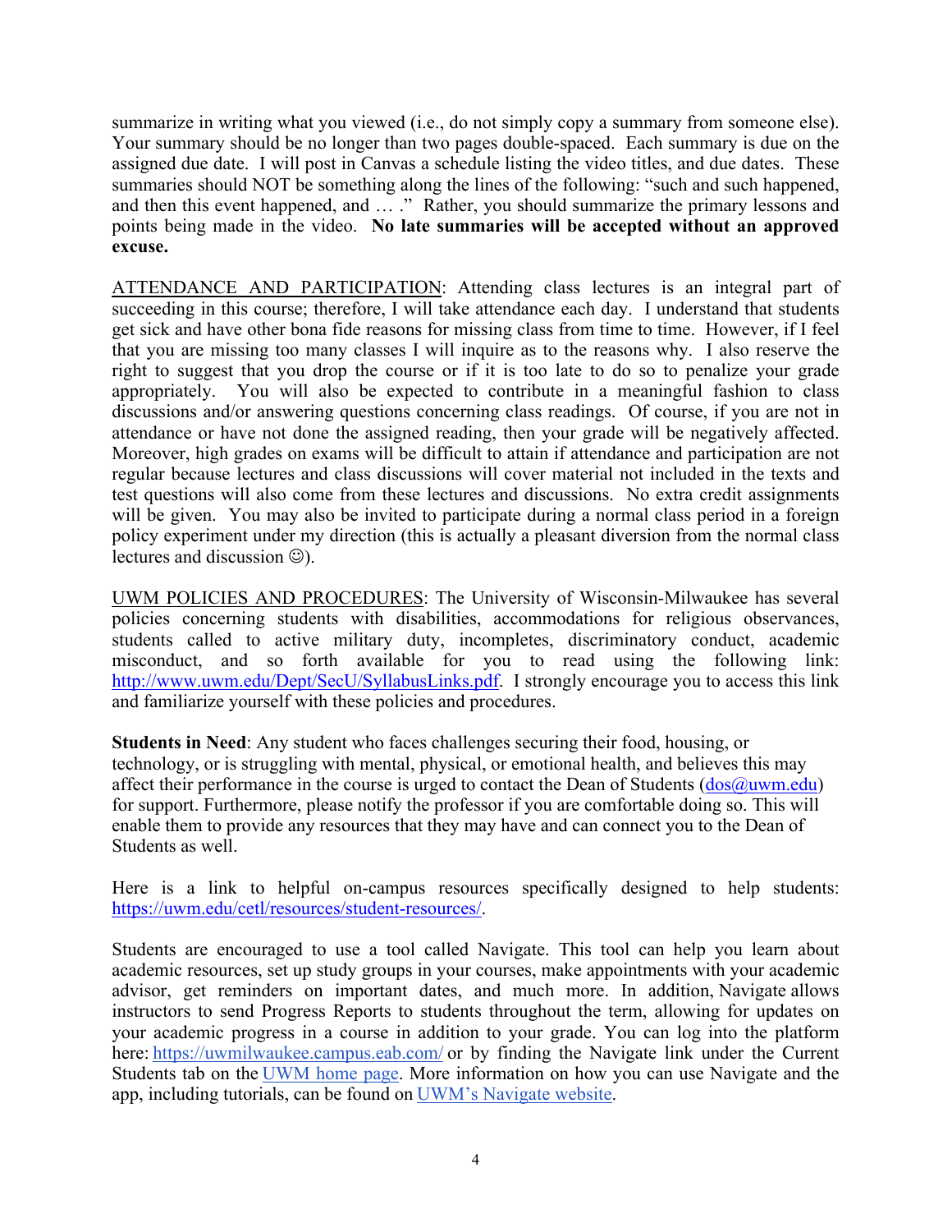summarize in writing what you viewed (i.e., do not simply copy a summary from someone else). Your summary should be no longer than two pages double-spaced. Each summary is due on the assigned due date. I will post in Canvas a schedule listing the video titles, and due dates. These summaries should NOT be something along the lines of the following: "such and such happened, and then this event happened, and … ." Rather, you should summarize the primary lessons and points being made in the video. **No late summaries will be accepted without an approved excuse.**

<u>ATTENDANCE AND PARTICIPATION</u>: Attending class lectures is an integral part of succeeding in this course; therefore, I will take attendance each day. I understand that students get sick and have other bona fide reasons for missing class from time to time. However, if I feel that you are missing too many classes I will inquire as to the reasons why. I also reserve the right to suggest that you drop the course or if it is too late to do so to penalize your grade appropriately. You will also be expected to contribute in a meaningful fashion to class discussions and/or answering questions concerning class readings. Of course, if you are not in attendance or have not done the assigned reading, then your grade will be negatively affected. Moreover, high grades on exams will be difficult to attain if attendance and participation are not regular because lectures and class discussions will cover material not included in the texts and test questions will also come from these lectures and discussions. No extra credit assignments will be given. You may also be invited to participate during a normal class period in a foreign policy experiment under my direction (this is actually a pleasant diversion from the normal class lectures and discussion ☺).

<u>UWM POLICIES AND PROCEDURES</u>: The University of Wisconsin-Milwaukee has several policies concerning students with disabilities, accommodations for religious observances, students called to active military duty, incompletes, discriminatory conduct, academic misconduct, and so forth available for you to read using the following link: [http://www.uwm.edu/Dept/SecU/SyllabusLinks.pdf](http://www.uwm.edu/Dept/SecU/SyllabusLinks.pdf). I strongly encourage you to access this link and familiarize yourself with these policies and procedures.

**Students in Need**: Any student who faces challenges securing their food, housing, or technology, or is struggling with mental, physical, or emotional health, and believes this may affect their performance in the course is urged to contact the Dean of Students ([dos@uwm.edu](mailto:dos@uwm.edu)) for support. Furthermore, please notify the professor if you are comfortable doing so. This will enable them to provide any resources that they may have and can connect you to the Dean of Students as well.

Here is a link to helpful on-campus resources specifically designed to help students: [https://uwm.edu/cetl/resources/student-resources/](https://uwm.edu/cetl/resources/student-resources/).

Students are encouraged to use a tool called Navigate. This tool can help you learn about academic resources, set up study groups in your courses, make appointments with your academic advisor, get reminders on important dates, and much more. In addition, Navigate allows instructors to send Progress Reports to students throughout the term, allowing for updates on your academic progress in a course in addition to your grade. You can log into the platform here: [https://uwmilwaukee.campus.eab.com/](https://uwmilwaukee.campus.eab.com/) or by finding the Navigate link under the Current Students tab on the UWM home page. More information on how you can use Navigate and the app, including tutorials, can be found on UWM's Navigate website.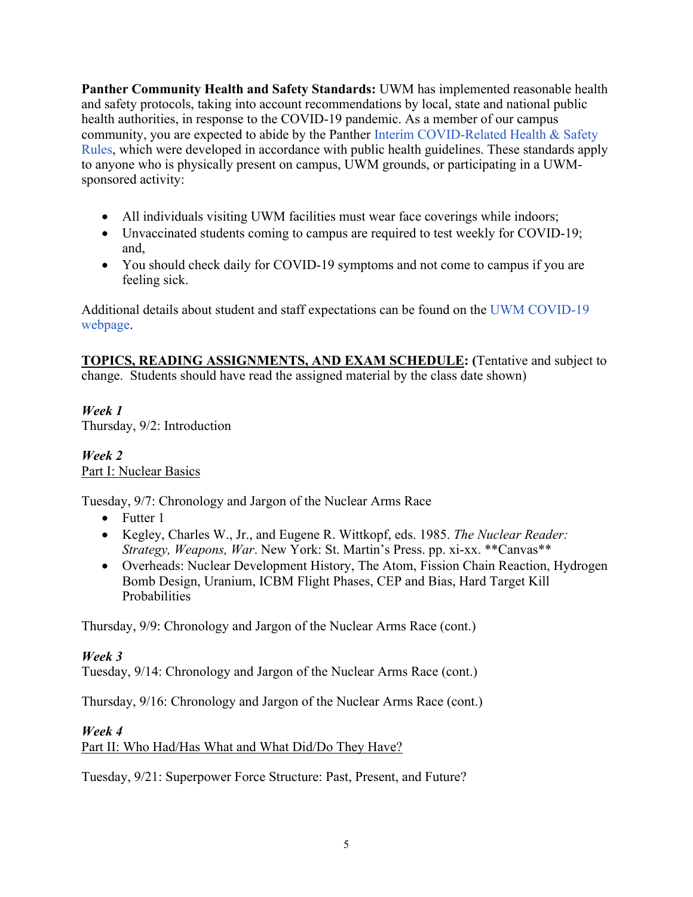**Panther Community Health and Safety Standards:** UWM has implemented reasonable health and safety protocols, taking into account recommendations by local, state and national public health authorities, in response to the COVID-19 pandemic. As a member of our campus community, you are expected to abide by the Panther Interim COVID-Related Health & Safety Rules, which were developed in accordance with public health guidelines. These standards apply to anyone who is physically present on campus, UWM grounds, or participating in a UWM-sponsored activity:

- All individuals visiting UWM facilities must wear face coverings while indoors;
- Unvaccinated students coming to campus are required to test weekly for COVID-19; and,
- You should check daily for COVID-19 symptoms and not come to campus if you are feeling sick.

Additional details about student and staff expectations can be found on the UWM COVID-19 webpage.

**TOPICS, READING ASSIGNMENTS, AND EXAM SCHEDULE: (**Tentative and subject to change. Students should have read the assigned material by the class date shown)

***Week 1***
Thursday, 9/2: Introduction

***Week 2***
Part I: Nuclear Basics

Tuesday, 9/7: Chronology and Jargon of the Nuclear Arms Race

- Futter 1
- Kegley, Charles W., Jr., and Eugene R. Wittkopf, eds. 1985. *The Nuclear Reader: Strategy, Weapons, War*. New York: St. Martin's Press. pp. xi-xx. **Canvas**
- Overheads: Nuclear Development History, The Atom, Fission Chain Reaction, Hydrogen Bomb Design, Uranium, ICBM Flight Phases, CEP and Bias, Hard Target Kill Probabilities

Thursday, 9/9: Chronology and Jargon of the Nuclear Arms Race (cont.)

***Week 3***
Tuesday, 9/14: Chronology and Jargon of the Nuclear Arms Race (cont.)

Thursday, 9/16: Chronology and Jargon of the Nuclear Arms Race (cont.)

***Week 4***
Part II: Who Had/Has What and What Did/Do They Have?

Tuesday, 9/21: Superpower Force Structure: Past, Present, and Future?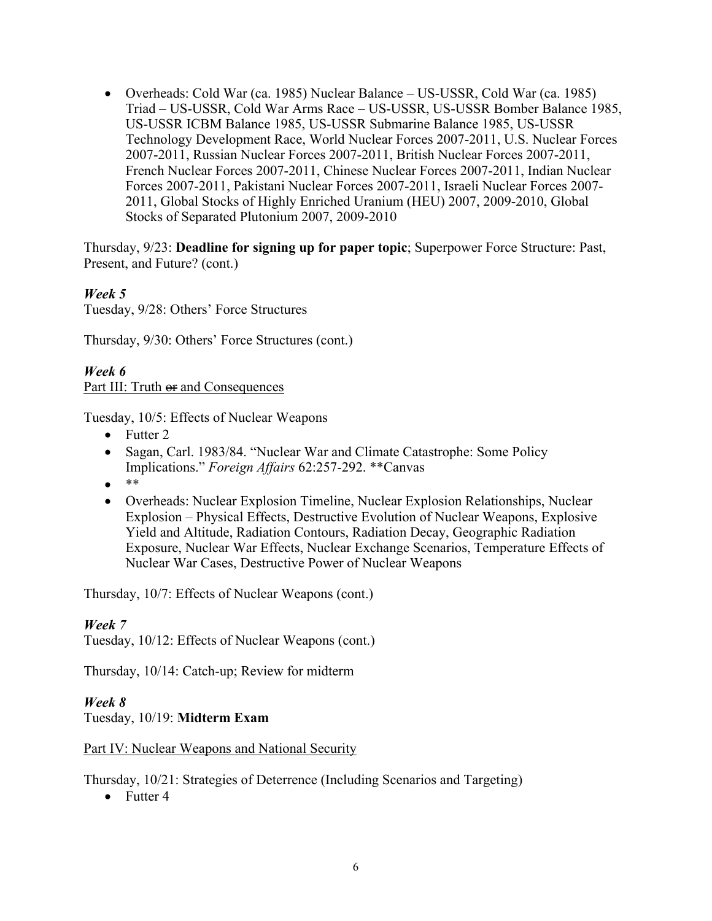- Overheads: Cold War (ca. 1985) Nuclear Balance – US-USSR, Cold War (ca. 1985) Triad – US-USSR, Cold War Arms Race – US-USSR, US-USSR Bomber Balance 1985, US-USSR ICBM Balance 1985, US-USSR Submarine Balance 1985, US-USSR Technology Development Race, World Nuclear Forces 2007-2011, U.S. Nuclear Forces 2007-2011, Russian Nuclear Forces 2007-2011, British Nuclear Forces 2007-2011, French Nuclear Forces 2007-2011, Chinese Nuclear Forces 2007-2011, Indian Nuclear Forces 2007-2011, Pakistani Nuclear Forces 2007-2011, Israeli Nuclear Forces 2007-2011, Global Stocks of Highly Enriched Uranium (HEU) 2007, 2009-2010, Global Stocks of Separated Plutonium 2007, 2009-2010

Thursday, 9/23: **Deadline for signing up for paper topic**; Superpower Force Structure: Past, Present, and Future? (cont.)

***Week 5***

Tuesday, 9/28: Others' Force Structures

Thursday, 9/30: Others' Force Structures (cont.)

***Week 6***

<u>Part III: Truth ~~or~~ and Consequences</u>

Tuesday, 10/5: Effects of Nuclear Weapons

- Futter 2
- Sagan, Carl. 1983/84. "Nuclear War and Climate Catastrophe: Some Policy Implications." *Foreign Affairs* 62:257-292. **Canvas
- **
- Overheads: Nuclear Explosion Timeline, Nuclear Explosion Relationships, Nuclear Explosion – Physical Effects, Destructive Evolution of Nuclear Weapons, Explosive Yield and Altitude, Radiation Contours, Radiation Decay, Geographic Radiation Exposure, Nuclear War Effects, Nuclear Exchange Scenarios, Temperature Effects of Nuclear War Cases, Destructive Power of Nuclear Weapons

Thursday, 10/7: Effects of Nuclear Weapons (cont.)

***Week 7***

Tuesday, 10/12: Effects of Nuclear Weapons (cont.)

Thursday, 10/14: Catch-up; Review for midterm

***Week 8***

Tuesday, 10/19: **Midterm Exam**

<u>Part IV: Nuclear Weapons and National Security</u>

Thursday, 10/21: Strategies of Deterrence (Including Scenarios and Targeting)

- Futter 4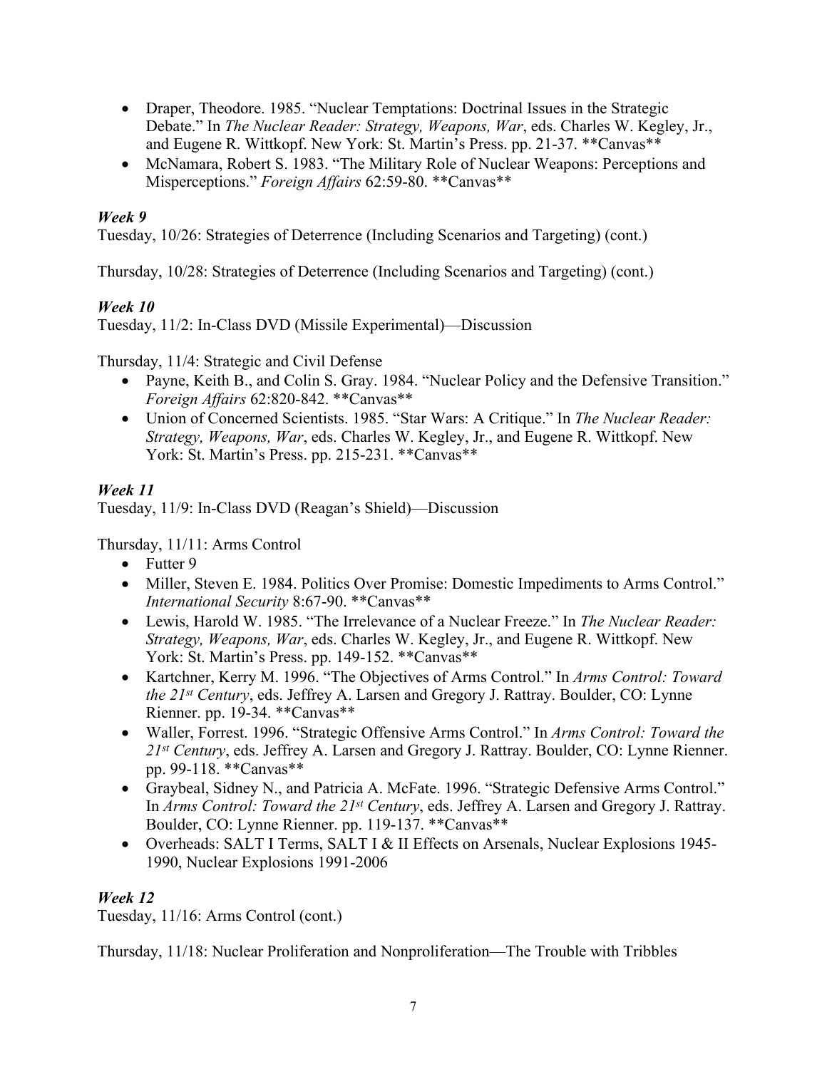- Draper, Theodore. 1985. "Nuclear Temptations: Doctrinal Issues in the Strategic Debate." In *The Nuclear Reader: Strategy, Weapons, War*, eds. Charles W. Kegley, Jr., and Eugene R. Wittkopf. New York: St. Martin's Press. pp. 21-37. **Canvas**
- McNamara, Robert S. 1983. "The Military Role of Nuclear Weapons: Perceptions and Misperceptions." *Foreign Affairs* 62:59-80. **Canvas**

### *Week 9*

Tuesday, 10/26: Strategies of Deterrence (Including Scenarios and Targeting) (cont.)

Thursday, 10/28: Strategies of Deterrence (Including Scenarios and Targeting) (cont.)

### *Week 10*

Tuesday, 11/2: In-Class DVD (Missile Experimental)—Discussion

Thursday, 11/4: Strategic and Civil Defense

- Payne, Keith B., and Colin S. Gray. 1984. "Nuclear Policy and the Defensive Transition." *Foreign Affairs* 62:820-842. **Canvas**
- Union of Concerned Scientists. 1985. "Star Wars: A Critique." In *The Nuclear Reader: Strategy, Weapons, War*, eds. Charles W. Kegley, Jr., and Eugene R. Wittkopf. New York: St. Martin's Press. pp. 215-231. **Canvas**

### *Week 11*

Tuesday, 11/9: In-Class DVD (Reagan's Shield)—Discussion

Thursday, 11/11: Arms Control

- Futter 9
- Miller, Steven E. 1984. Politics Over Promise: Domestic Impediments to Arms Control." *International Security* 8:67-90. **Canvas**
- Lewis, Harold W. 1985. "The Irrelevance of a Nuclear Freeze." In *The Nuclear Reader: Strategy, Weapons, War*, eds. Charles W. Kegley, Jr., and Eugene R. Wittkopf. New York: St. Martin's Press. pp. 149-152. **Canvas**
- Kartchner, Kerry M. 1996. "The Objectives of Arms Control." In *Arms Control: Toward the 21st Century*, eds. Jeffrey A. Larsen and Gregory J. Rattray. Boulder, CO: Lynne Rienner. pp. 19-34. **Canvas**
- Waller, Forrest. 1996. "Strategic Offensive Arms Control." In *Arms Control: Toward the 21st Century*, eds. Jeffrey A. Larsen and Gregory J. Rattray. Boulder, CO: Lynne Rienner. pp. 99-118. **Canvas**
- Graybeal, Sidney N., and Patricia A. McFate. 1996. "Strategic Defensive Arms Control." In *Arms Control: Toward the 21st Century*, eds. Jeffrey A. Larsen and Gregory J. Rattray. Boulder, CO: Lynne Rienner. pp. 119-137. **Canvas**
- Overheads: SALT I Terms, SALT I & II Effects on Arsenals, Nuclear Explosions 1945-1990, Nuclear Explosions 1991-2006

### *Week 12*

Tuesday, 11/16: Arms Control (cont.)

Thursday, 11/18: Nuclear Proliferation and Nonproliferation—The Trouble with Tribbles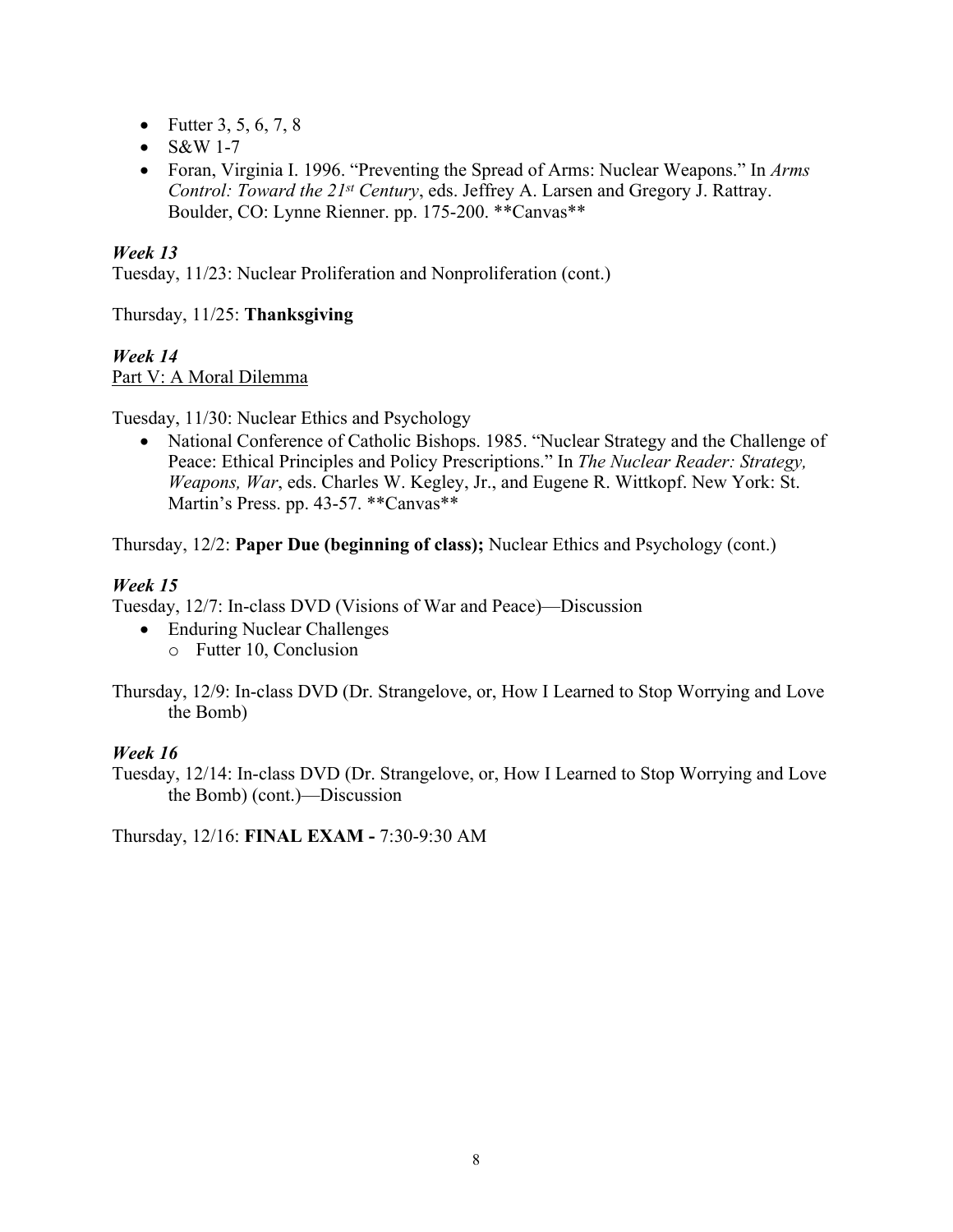- Futter 3, 5, 6, 7, 8
- S&W 1-7
- Foran, Virginia I. 1996. "Preventing the Spread of Arms: Nuclear Weapons." In *Arms Control: Toward the 21st Century*, eds. Jeffrey A. Larsen and Gregory J. Rattray. Boulder, CO: Lynne Rienner. pp. 175-200. **Canvas**

***Week 13***

Tuesday, 11/23: Nuclear Proliferation and Nonproliferation (cont.)

Thursday, 11/25: **Thanksgiving**

***Week 14***

<u>Part V: A Moral Dilemma</u>

Tuesday, 11/30: Nuclear Ethics and Psychology

- National Conference of Catholic Bishops. 1985. "Nuclear Strategy and the Challenge of Peace: Ethical Principles and Policy Prescriptions." In *The Nuclear Reader: Strategy, Weapons, War*, eds. Charles W. Kegley, Jr., and Eugene R. Wittkopf. New York: St. Martin's Press. pp. 43-57. **Canvas**

Thursday, 12/2: **Paper Due (beginning of class);** Nuclear Ethics and Psychology (cont.)

***Week 15***

Tuesday, 12/7: In-class DVD (Visions of War and Peace)—Discussion

- Enduring Nuclear Challenges
  - Futter 10, Conclusion

Thursday, 12/9: In-class DVD (Dr. Strangelove, or, How I Learned to Stop Worrying and Love the Bomb)

***Week 16***

Tuesday, 12/14: In-class DVD (Dr. Strangelove, or, How I Learned to Stop Worrying and Love the Bomb) (cont.)—Discussion

Thursday, 12/16: **FINAL EXAM -** 7:30-9:30 AM